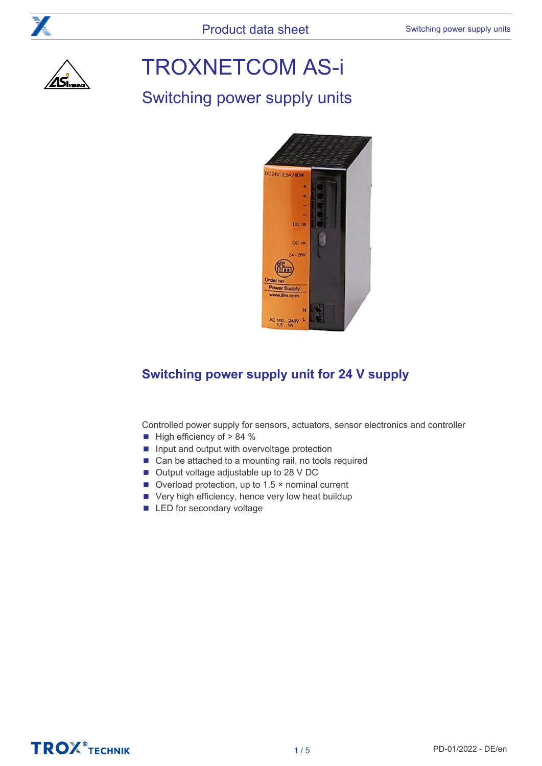# TROXNETCOM AS-i

## Switching power supply units

### Switching power supply unit for 24 V supply

Controlled power supply for sensors, actuators, sensor electronics and controller

- High efficiency of > 84 %
- Input and output with overvoltage protection
- Can be attached to a mounting rail, no tools required
- Output voltage adjustable up to 28 V DC
- Overload protection, up to 1.5 × nominal current
- Very high efficiency, hence very low heat buildup
- LED for secondary voltage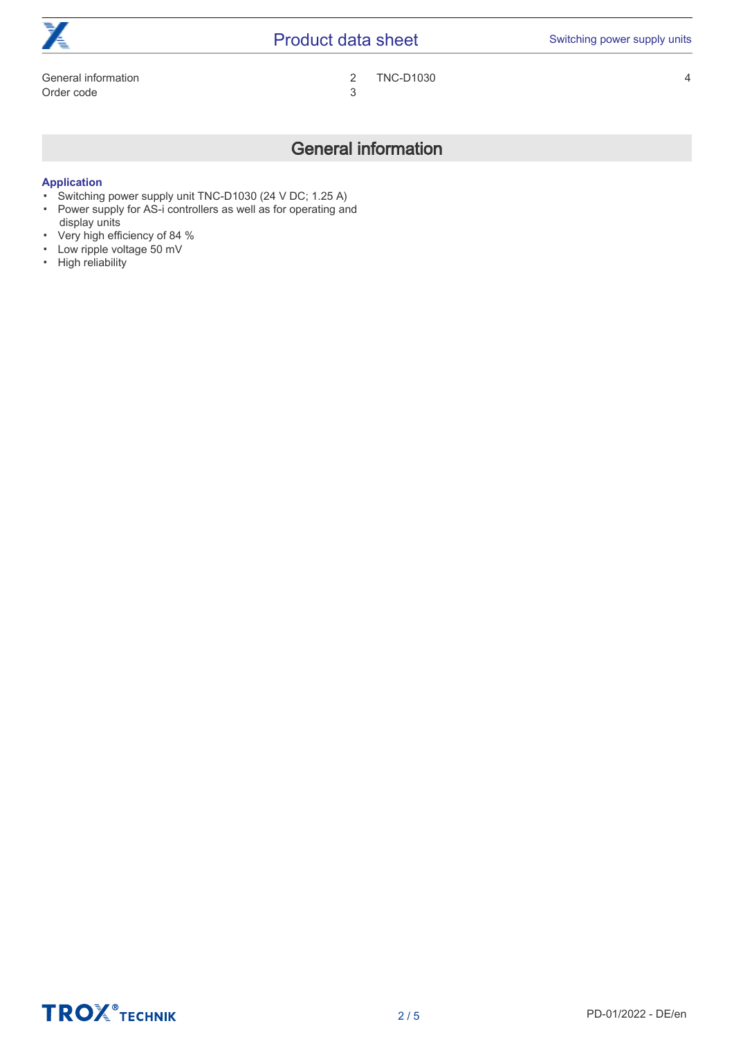| | | | |
|---|---|---|---|
| General information | 2 | TNC-D1030 | 4 |
| Order code | 3 | | |

# General information

**Application**

- Switching power supply unit TNC-D1030 (24 V DC; 1.25 A)
- Power supply for AS-i controllers as well as for operating and display units
- Very high efficiency of 84 %
- Low ripple voltage 50 mV
- High reliability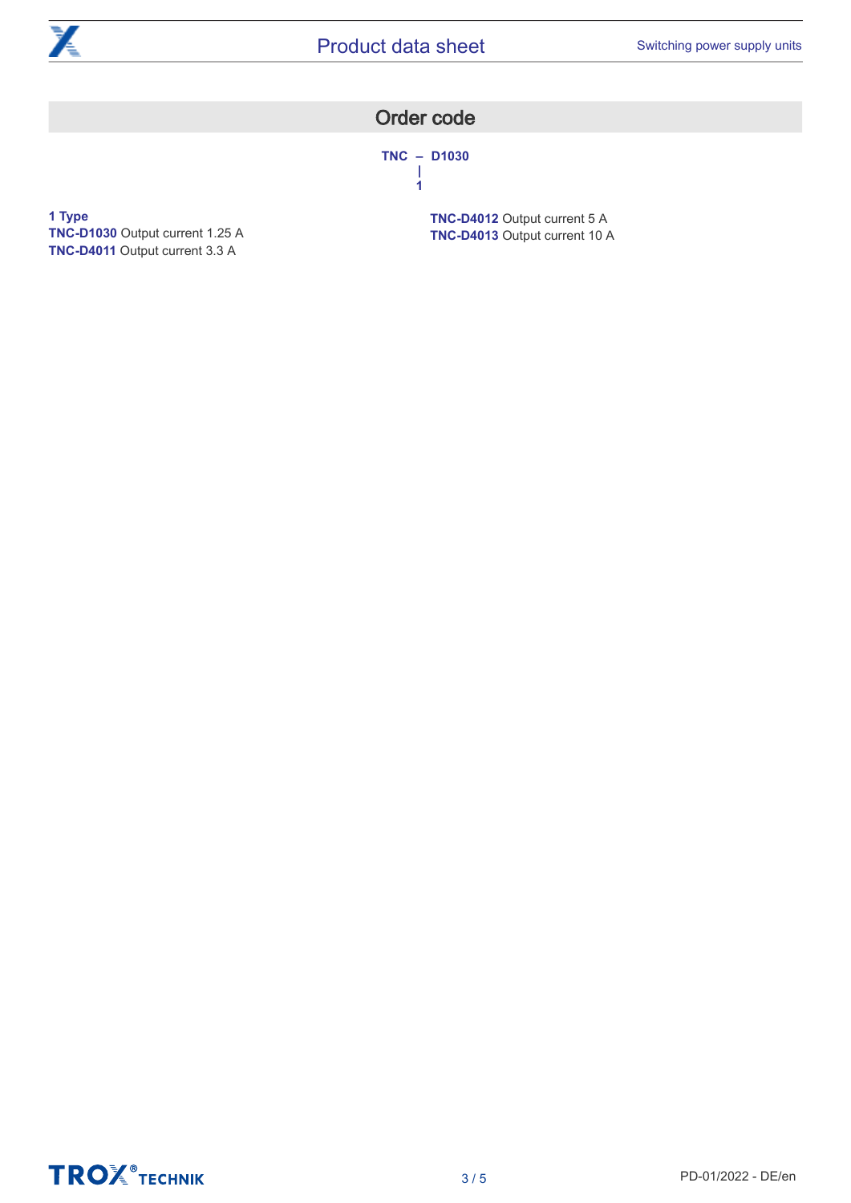## Order code

**TNC – D1030**
|
**1**

**1 Type**
**TNC-D1030** Output current 1.25 A
**TNC-D4011** Output current 3.3 A
**TNC-D4012** Output current 5 A
**TNC-D4013** Output current 10 A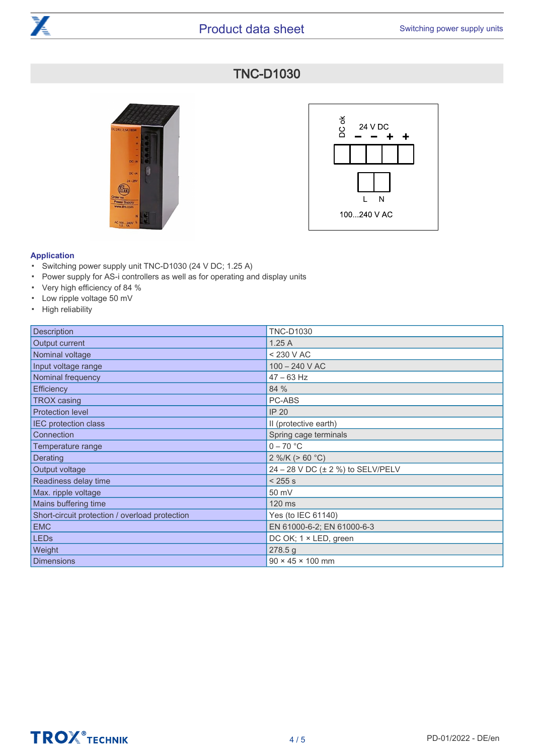## TNC-D1030

DC ok

24 V DC

– – + +

L N

100...240 V AC

### Application

- Switching power supply unit TNC-D1030 (24 V DC; 1.25 A)
- Power supply for AS-i controllers as well as for operating and display units
- Very high efficiency of 84 %
- Low ripple voltage 50 mV
- High reliability

| Description | TNC-D1030 |
|---|---|
| Output current | 1.25 A |
| Nominal voltage | < 230 V AC |
| Input voltage range | 100 – 240 V AC |
| Nominal frequency | 47 – 63 Hz |
| Efficiency | 84 % |
| TROX casing | PC-ABS |
| Protection level | IP 20 |
| IEC protection class | II (protective earth) |
| Connection | Spring cage terminals |
| Temperature range | 0 – 70 °C |
| Derating | 2 %/K (> 60 °C) |
| Output voltage | 24 – 28 V DC (± 2 %) to SELV/PELV |
| Readiness delay time | < 255 s |
| Max. ripple voltage | 50 mV |
| Mains buffering time | 120 ms |
| Short-circuit protection / overload protection | Yes (to IEC 61140) |
| EMC | EN 61000-6-2; EN 61000-6-3 |
| LEDs | DC OK; 1 × LED, green |
| Weight | 278.5 g |
| Dimensions | 90 × 45 × 100 mm |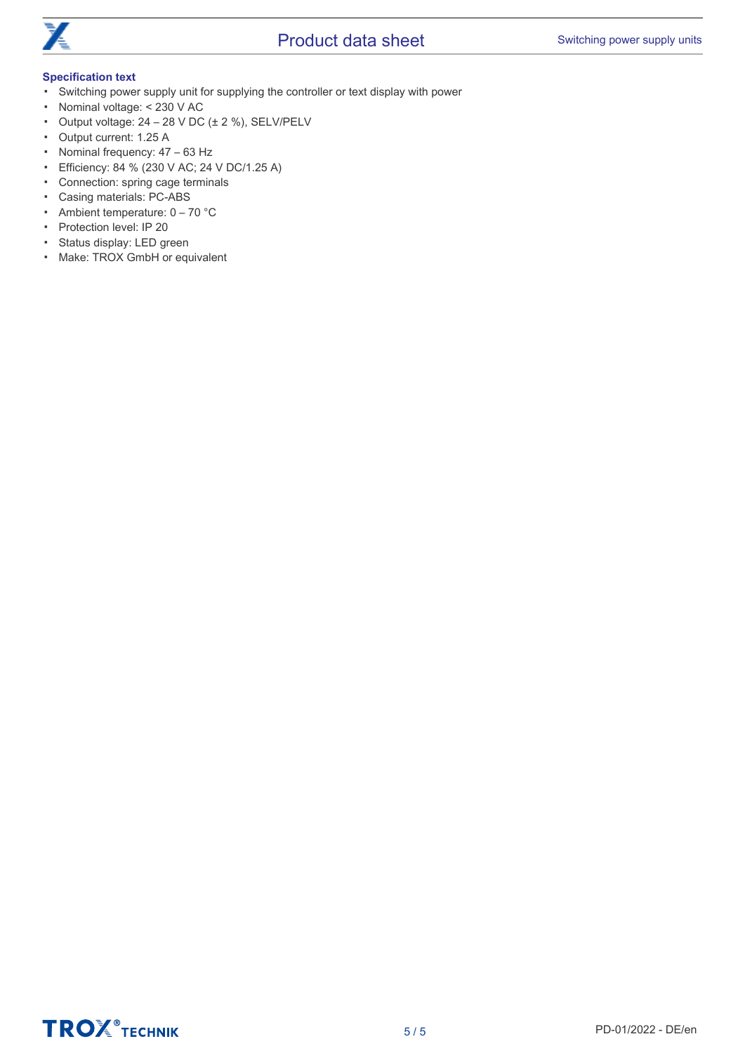### Specification text

- Switching power supply unit for supplying the controller or text display with power
- Nominal voltage: < 230 V AC
- Output voltage: 24 – 28 V DC (± 2 %), SELV/PELV
- Output current: 1.25 A
- Nominal frequency: 47 – 63 Hz
- Efficiency: 84 % (230 V AC; 24 V DC/1.25 A)
- Connection: spring cage terminals
- Casing materials: PC-ABS
- Ambient temperature: 0 – 70 °C
- Protection level: IP 20
- Status display: LED green
- Make: TROX GmbH or equivalent